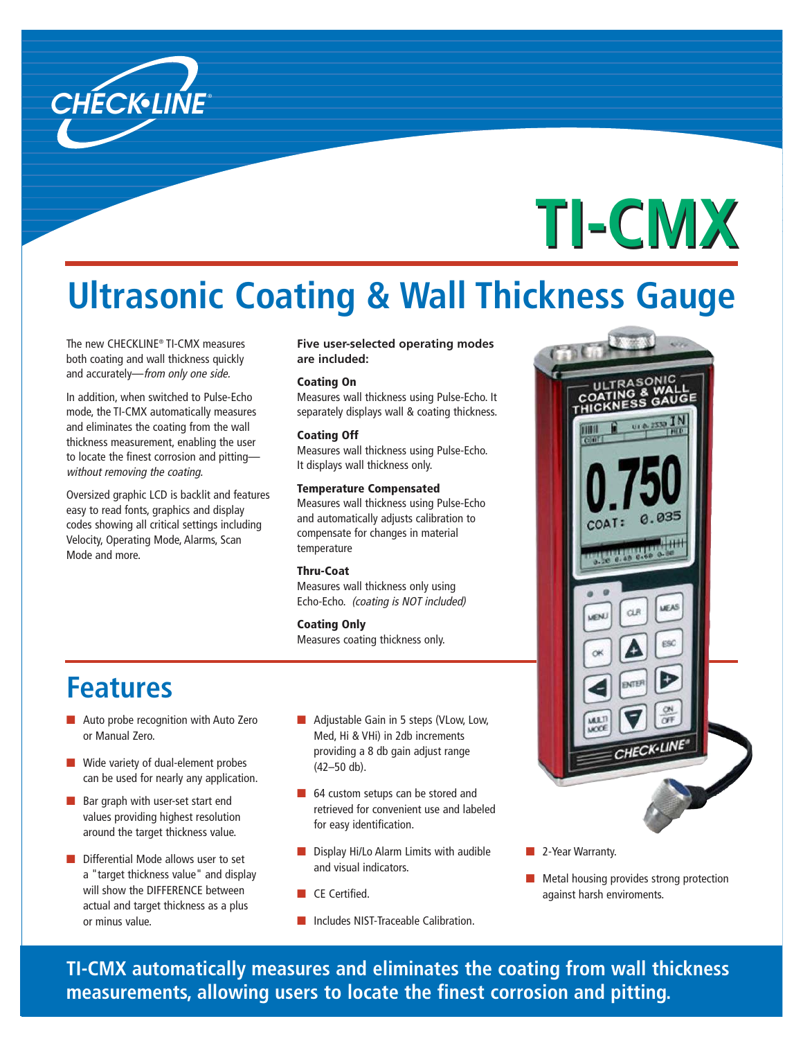CHECK•LINE®

# TI-CMX

## Ultrasonic Coating & Wall Thickness Gauge

The new CHECKLINE® TI-CMX measures both coating and wall thickness quickly and accurately—*from only one side.*

In addition, when switched to Pulse-Echo mode, the TI-CMX automatically measures and eliminates the coating from the wall thickness measurement, enabling the user to locate the finest corrosion and pitting—*without removing the coating.*

Oversized graphic LCD is backlit and features easy to read fonts, graphics and display codes showing all critical settings including Velocity, Operating Mode, Alarms, Scan Mode and more.

**Five user-selected operating modes are included:**

**Coating On**
Measures wall thickness using Pulse-Echo. It separately displays wall & coating thickness.

**Coating Off**
Measures wall thickness using Pulse-Echo. It displays wall thickness only.

**Temperature Compensated**
Measures wall thickness using Pulse-Echo and automatically adjusts calibration to compensate for changes in material temperature

**Thru-Coat**
Measures wall thickness only using Echo-Echo. *(coating is NOT included)*

**Coating Only**
Measures coating thickness only.

## Features

- Auto probe recognition with Auto Zero or Manual Zero.
- Wide variety of dual-element probes can be used for nearly any application.
- Bar graph with user-set start end values providing highest resolution around the target thickness value.
- Differential Mode allows user to set a "target thickness value" and display will show the DIFFERENCE between actual and target thickness as a plus or minus value.
- Adjustable Gain in 5 steps (VLow, Low, Med, Hi & VHi) in 2db increments providing a 8 db gain adjust range (42–50 db).
- 64 custom setups can be stored and retrieved for convenient use and labeled for easy identification.
- Display Hi/Lo Alarm Limits with audible and visual indicators.
- CE Certified.
- Includes NIST-Traceable Calibration.
- 2-Year Warranty.
- Metal housing provides strong protection against harsh enviroments.

**TI-CMX automatically measures and eliminates the coating from wall thickness measurements, allowing users to locate the finest corrosion and pitting.**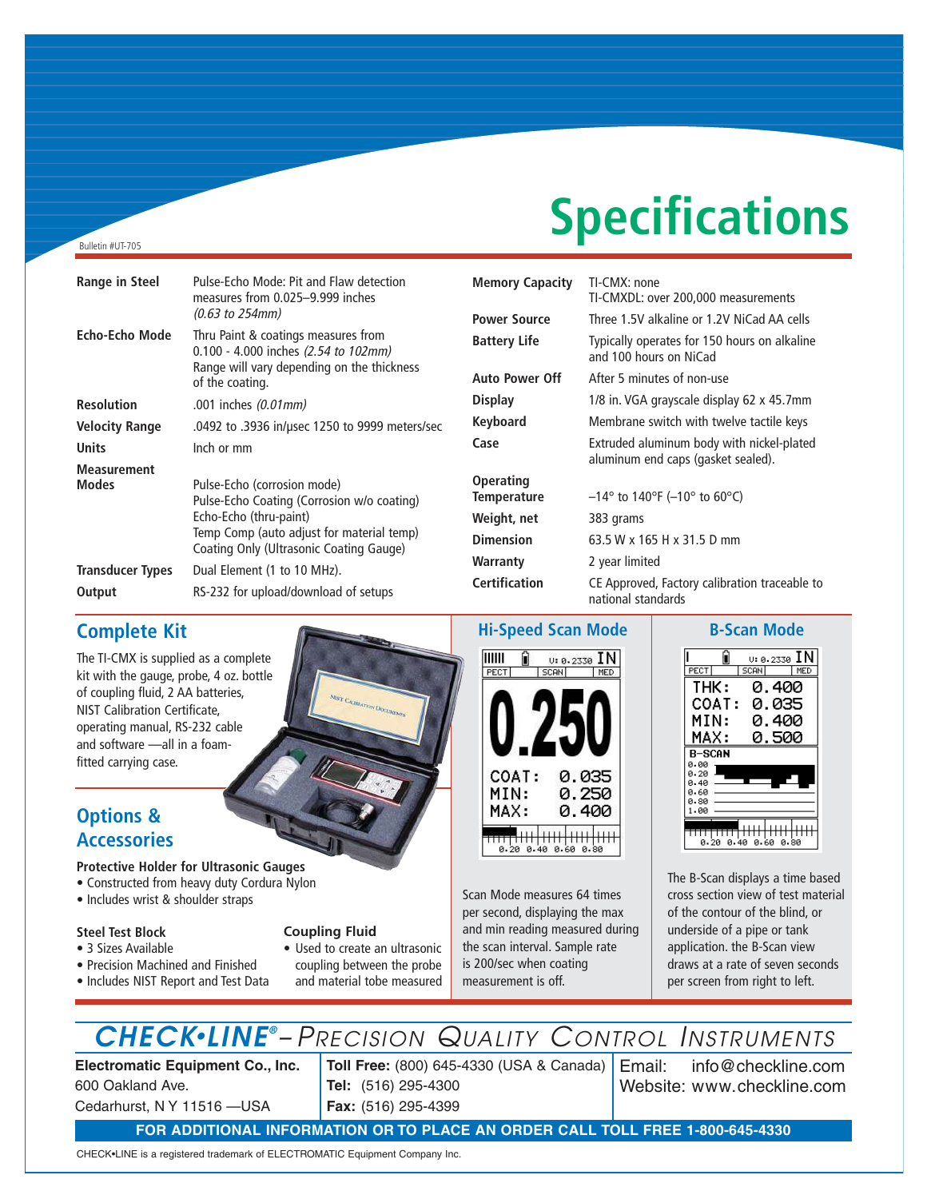Bulletin #UT-705

# Specifications

| | |
|---|---|
| **Range in Steel** | Pulse-Echo Mode: Pit and Flaw detection measures from 0.025–9.999 inches *(0.63 to 254mm)* |
| **Echo-Echo Mode** | Thru Paint & coatings measures from 0.100 - 4.000 inches *(2.54 to 102mm)* Range will vary depending on the thickness of the coating. |
| **Resolution** | .001 inches *(0.01mm)* |
| **Velocity Range** | .0492 to .3936 in/µsec 1250 to 9999 meters/sec |
| **Units** | Inch or mm |
| **Measurement Modes** | Pulse-Echo (corrosion mode)<br>Pulse-Echo Coating (Corrosion w/o coating)<br>Echo-Echo (thru-paint)<br>Temp Comp (auto adjust for material temp)<br>Coating Only (Ultrasonic Coating Gauge) |
| **Transducer Types** | Dual Element (1 to 10 MHz). |
| **Output** | RS-232 for upload/download of setups |
| **Memory Capacity** | TI-CMX: none<br>TI-CMXDL: over 200,000 measurements |
| **Power Source** | Three 1.5V alkaline or 1.2V NiCad AA cells |
| **Battery Life** | Typically operates for 150 hours on alkaline and 100 hours on NiCad |
| **Auto Power Off** | After 5 minutes of non-use |
| **Display** | 1/8 in. VGA grayscale display 62 x 45.7mm |
| **Keyboard** | Membrane switch with twelve tactile keys |
| **Case** | Extruded aluminum body with nickel-plated aluminum end caps (gasket sealed). |
| **Operating Temperature** | –14° to 140°F (–10° to 60°C) |
| **Weight, net** | 383 grams |
| **Dimension** | 63.5 W x 165 H x 31.5 D mm |
| **Warranty** | 2 year limited |
| **Certification** | CE Approved, Factory calibration traceable to national standards |

## Complete Kit

The TI-CMX is supplied as a complete kit with the gauge, probe, 4 oz. bottle of coupling fluid, 2 AA batteries, NIST Calibration Certificate, operating manual, RS-232 cable and software —all in a foam-fitted carrying case.

## Options & Accessories

**Protective Holder for Ultrasonic Gauges**

- Constructed from heavy duty Cordura Nylon
- Includes wrist & shoulder straps

**Steel Test Block**

- 3 Sizes Available
- Precision Machined and Finished
- Includes NIST Report and Test Data

**Coupling Fluid**

- Used to create an ultrasonic coupling between the probe and material tobe measured

## Hi-Speed Scan Mode

Scan Mode measures 64 times per second, displaying the max and min reading measured during the scan interval. Sample rate is 200/sec when coating measurement is off.

## B-Scan Mode

The B-Scan displays a time based cross section view of test material of the contour of the blind, or underside of a pipe or tank application. the B-Scan view draws at a rate of seven seconds per screen from right to left.

**CHECK•LINE®** – PRECISION QUALITY CONTROL INSTRUMENTS

**Electromatic Equipment Co., Inc.**
600 Oakland Ave.
Cedarhurst, N Y 11516 —USA

**Toll Free:** (800) 645-4330 (USA & Canada)
**Tel:** (516) 295-4300
**Fax:** (516) 295-4399

Email: info@checkline.com
Website: www.checkline.com

**FOR ADDITIONAL INFORMATION OR TO PLACE AN ORDER CALL TOLL FREE 1-800-645-4330**

CHECK•LINE is a registered trademark of ELECTROMATIC Equipment Company Inc.